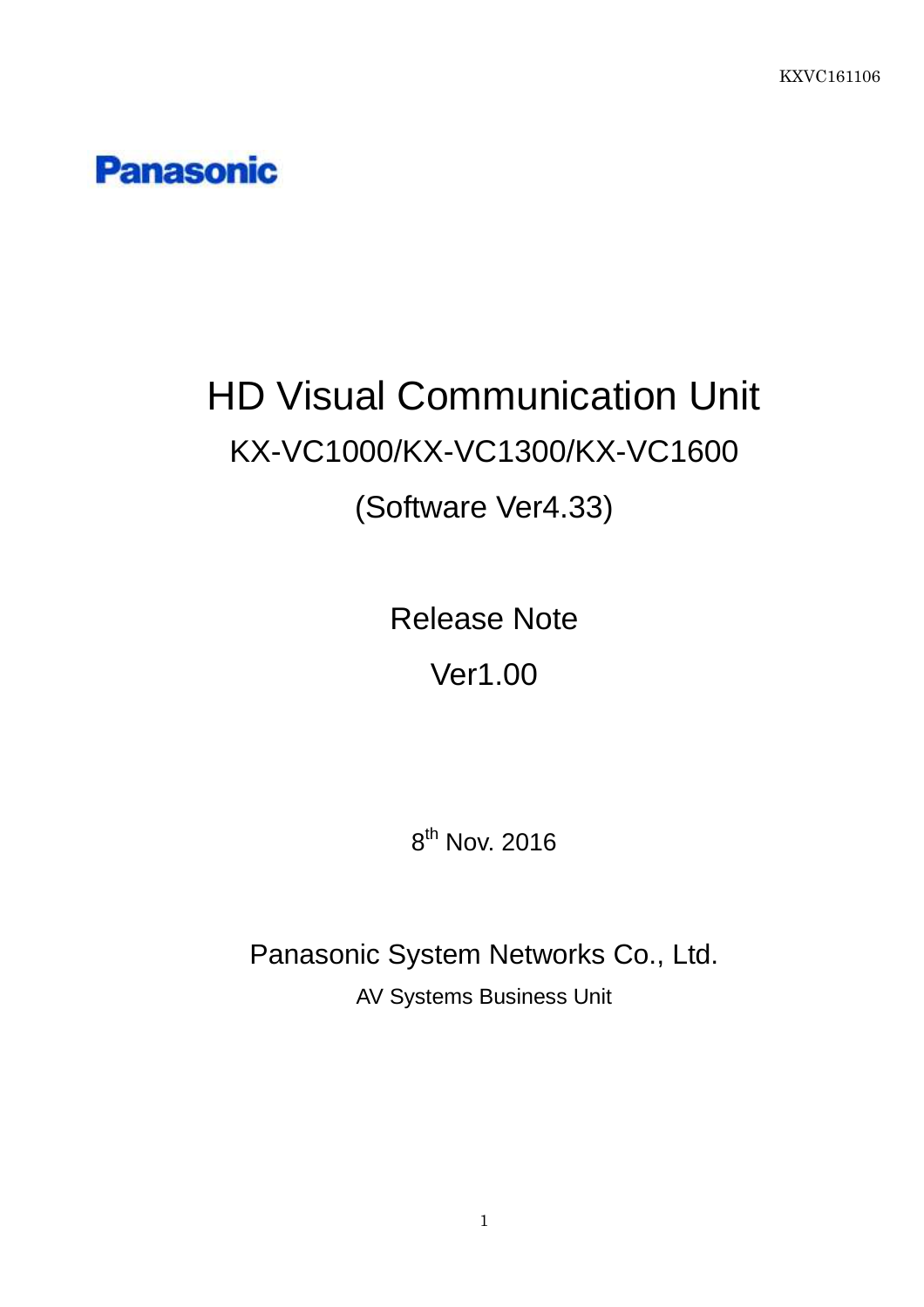KXVC161106

Panasonic

# HD Visual Communication Unit

## KX-VC1000/KX-VC1300/KX-VC1600

## (Software Ver4.33)

## Release Note

## Ver1.00

8th Nov. 2016

Panasonic System Networks Co., Ltd.

AV Systems Business Unit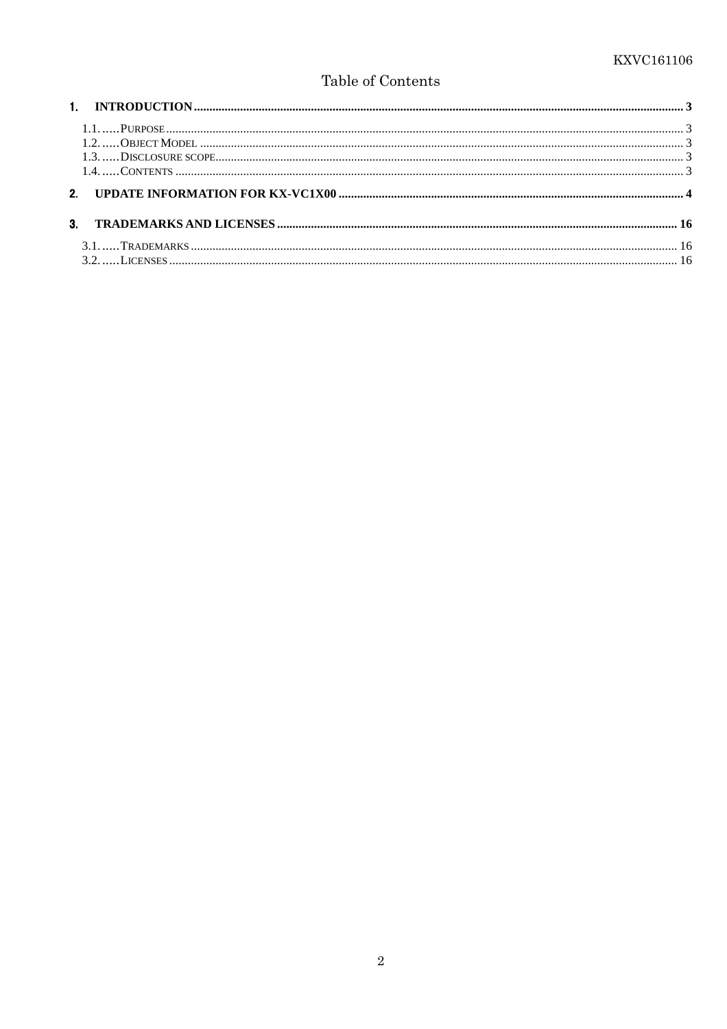# Table of Contents

1. **INTRODUCTION** ........ 3
   - 1.1. Purpose ........ 3
   - 1.2. Object Model ........ 3
   - 1.3. Disclosure scope ........ 3
   - 1.4. Contents ........ 3
2. **UPDATE INFORMATION FOR KX-VC1X00** ........ 4
3. **TRADEMARKS AND LICENSES** ........ 16
   - 3.1. Trademarks ........ 16
   - 3.2. Licenses ........ 16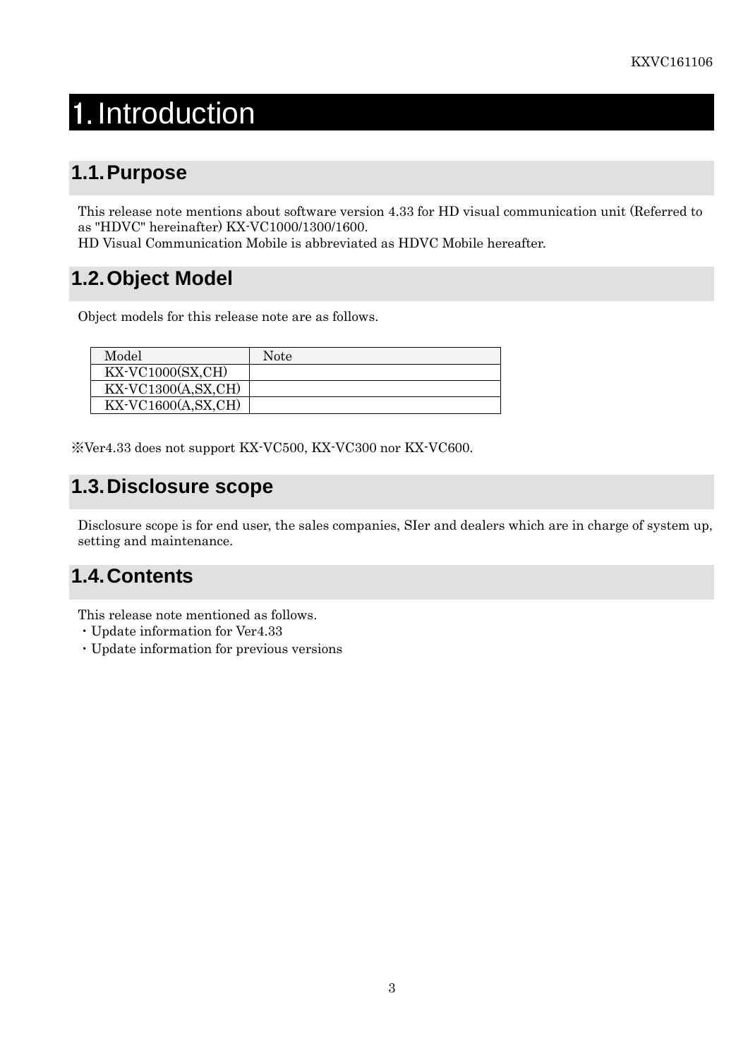# 1. Introduction

## 1.1. Purpose

This release note mentions about software version 4.33 for HD visual communication unit (Referred to as "HDVC" hereinafter) KX-VC1000/1300/1600.
HD Visual Communication Mobile is abbreviated as HDVC Mobile hereafter.

## 1.2. Object Model

Object models for this release note are as follows.

| Model | Note |
|---|---|
| KX-VC1000(SX,CH) | |
| KX-VC1300(A,SX,CH) | |
| KX-VC1600(A,SX,CH) | |

※Ver4.33 does not support KX-VC500, KX-VC300 nor KX-VC600.

## 1.3. Disclosure scope

Disclosure scope is for end user, the sales companies, SIer and dealers which are in charge of system up, setting and maintenance.

## 1.4. Contents

This release note mentioned as follows.

・Update information for Ver4.33
・Update information for previous versions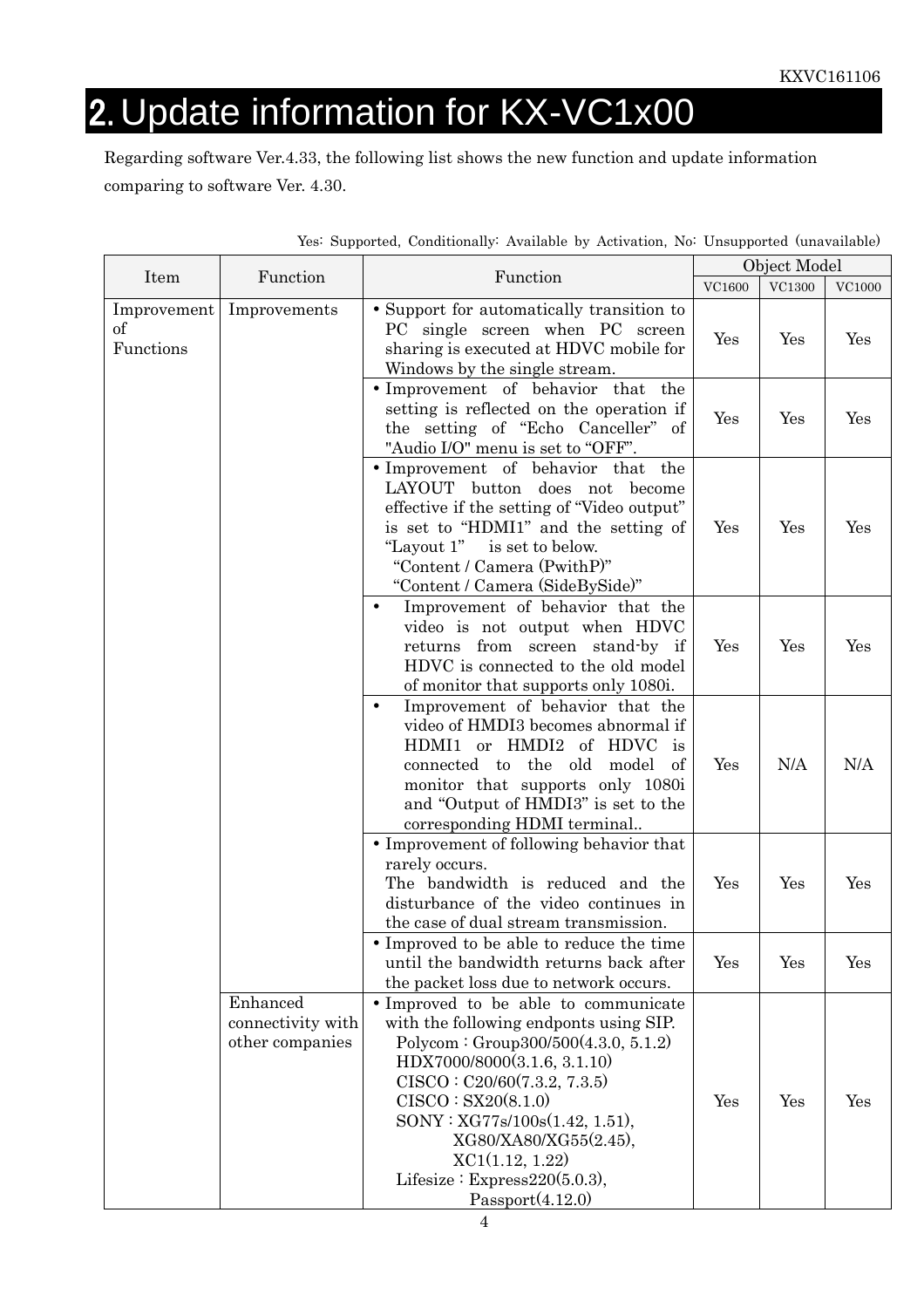# 2. Update information for KX-VC1x00

Regarding software Ver.4.33, the following list shows the new function and update information comparing to software Ver. 4.30.

Yes: Supported, Conditionally: Available by Activation, No: Unsupported (unavailable)

| Item | Function | Function | Object Model | | |
|---|---|---|---|---|---|
| | | | VC1600 | VC1300 | VC1000 |
| Improvement of Functions | Improvements | • Support for automatically transition to PC single screen when PC screen sharing is executed at HDVC mobile for Windows by the single stream. | Yes | Yes | Yes |
| | | • Improvement of behavior that the setting is reflected on the operation if the setting of “Echo Canceller” of "Audio I/O" menu is set to “OFF”. | Yes | Yes | Yes |
| | | • Improvement of behavior that the LAYOUT button does not become effective if the setting of “Video output” is set to “HDMI1” and the setting of “Layout 1” is set to below.<br>“Content / Camera (PwithP)”<br>“Content / Camera (SideBySide)” | Yes | Yes | Yes |
| | | • Improvement of behavior that the video is not output when HDVC returns from screen stand-by if HDVC is connected to the old model of monitor that supports only 1080i. | Yes | Yes | Yes |
| | | • Improvement of behavior that the video of HMDI3 becomes abnormal if HDMI1 or HMDI2 of HDVC is connected to the old model of monitor that supports only 1080i and “Output of HMDI3” is set to the corresponding HDMI terminal.. | Yes | N/A | N/A |
| | | • Improvement of following behavior that rarely occurs.<br>The bandwidth is reduced and the disturbance of the video continues in the case of dual stream transmission. | Yes | Yes | Yes |
| | | • Improved to be able to reduce the time until the bandwidth returns back after the packet loss due to network occurs. | Yes | Yes | Yes |
| | Enhanced connectivity with other companies | • Improved to be able to communicate with the following endponts using SIP.<br>Polycom : Group300/500(4.3.0, 5.1.2)<br>HDX7000/8000(3.1.6, 3.1.10)<br>CISCO : C20/60(7.3.2, 7.3.5)<br>CISCO : SX20(8.1.0)<br>SONY : XG77s/100s(1.42, 1.51),<br>XG80/XA80/XG55(2.45),<br>XC1(1.12, 1.22)<br>Lifesize : Express220(5.0.3),<br>Passport(4.12.0) | Yes | Yes | Yes |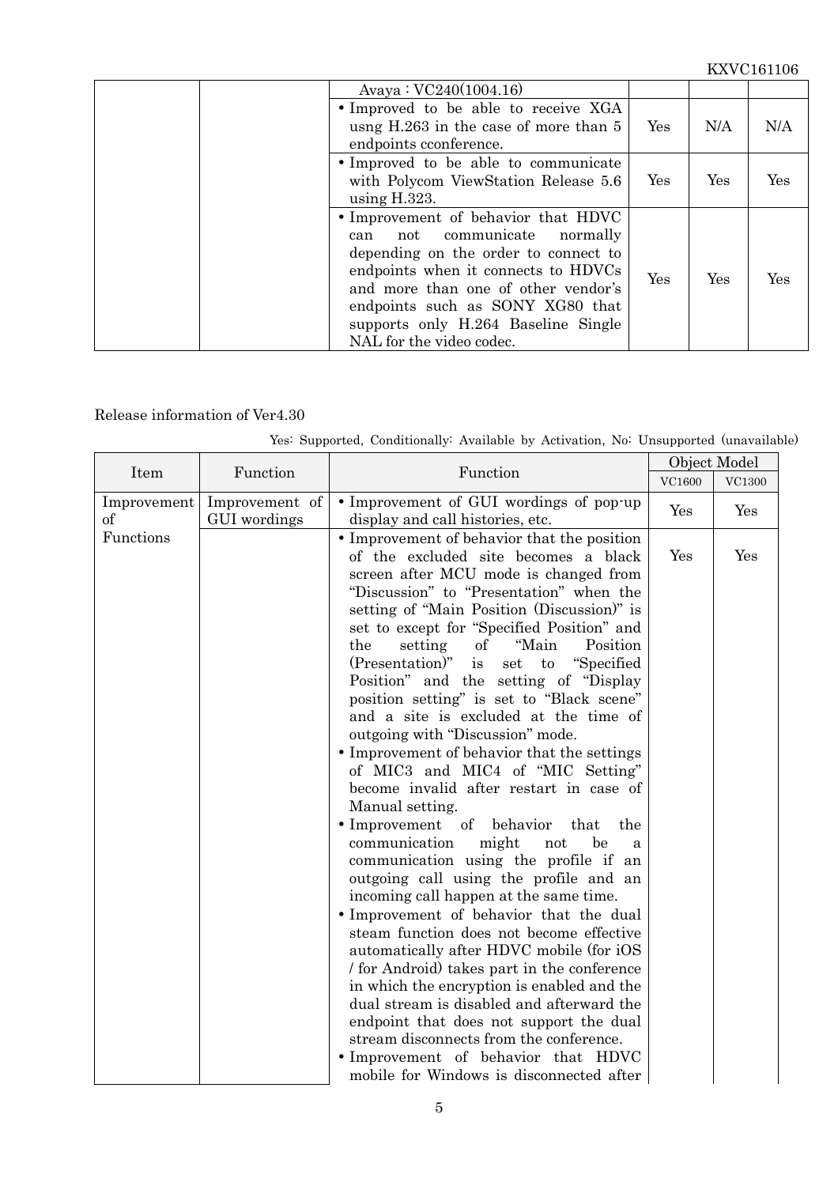| | | Avaya : VC240(1004.16) | | | |
|---|---|---|---|---|---|
| | | • Improved to be able to receive XGA usng H.263 in the case of more than 5 endpoints cconference. | Yes | N/A | N/A |
| | | • Improved to be able to communicate with Polycom ViewStation Release 5.6 using H.323. | Yes | Yes | Yes |
| | | • Improvement of behavior that HDVC can not communicate normally depending on the order to connect to endpoints when it connects to HDVCs and more than one of other vendor's endpoints such as SONY XG80 that supports only H.264 Baseline Single NAL for the video codec. | Yes | Yes | Yes |

Release information of Ver4.30

Yes: Supported, Conditionally: Available by Activation, No: Unsupported (unavailable)

| Item | Function | Function | Object Model | |
|---|---|---|---|---|
| | | | VC1600 | VC1300 |
| Improvement of Functions | Improvement of GUI wordings | • Improvement of GUI wordings of pop-up display and call histories, etc. | Yes | Yes |
| | | • Improvement of behavior that the position of the excluded site becomes a black screen after MCU mode is changed from "Discussion" to "Presentation" when the setting of "Main Position (Discussion)" is set to except for "Specified Position" and the setting of "Main Position (Presentation)" is set to "Specified Position" and the setting of "Display position setting" is set to "Black scene" and a site is excluded at the time of outgoing with "Discussion" mode.<br>• Improvement of behavior that the settings of MIC3 and MIC4 of "MIC Setting" become invalid after restart in case of Manual setting.<br>• Improvement of behavior that the communication might not be a communication using the profile if an outgoing call using the profile and an incoming call happen at the same time.<br>• Improvement of behavior that the dual steam function does not become effective automatically after HDVC mobile (for iOS / for Android) takes part in the conference in which the encryption is enabled and the dual stream is disabled and afterward the endpoint that does not support the dual stream disconnects from the conference.<br>• Improvement of behavior that HDVC mobile for Windows is disconnected after | Yes | Yes |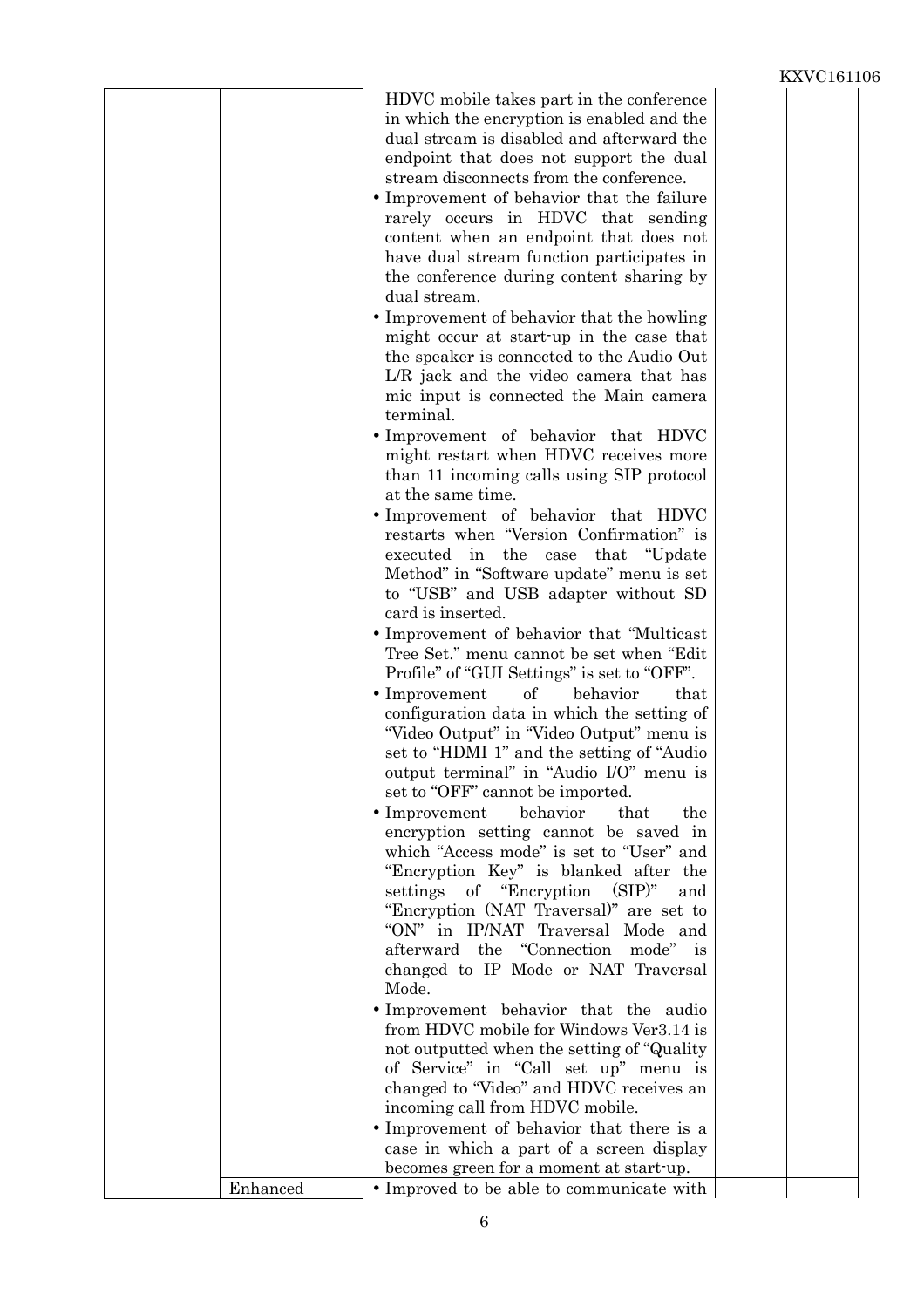| | | | | |
|---|---|---|---|---|
| | | HDVC mobile takes part in the conference in which the encryption is enabled and the dual stream is disabled and afterward the endpoint that does not support the dual stream disconnects from the conference.<br>• Improvement of behavior that the failure rarely occurs in HDVC that sending content when an endpoint that does not have dual stream function participates in the conference during content sharing by dual stream.<br>• Improvement of behavior that the howling might occur at start-up in the case that the speaker is connected to the Audio Out L/R jack and the video camera that has mic input is connected the Main camera terminal.<br>• Improvement of behavior that HDVC might restart when HDVC receives more than 11 incoming calls using SIP protocol at the same time.<br>• Improvement of behavior that HDVC restarts when "Version Confirmation" is executed in the case that "Update Method" in "Software update" menu is set to "USB" and USB adapter without SD card is inserted.<br>• Improvement of behavior that "Multicast Tree Set." menu cannot be set when "Edit Profile" of "GUI Settings" is set to "OFF".<br>• Improvement of behavior that configuration data in which the setting of "Video Output" in "Video Output" menu is set to "HDMI 1" and the setting of "Audio output terminal" in "Audio I/O" menu is set to "OFF" cannot be imported.<br>• Improvement behavior that the encryption setting cannot be saved in which "Access mode" is set to "User" and "Encryption Key" is blanked after the settings of "Encryption (SIP)" and "Encryption (NAT Traversal)" are set to "ON" in IP/NAT Traversal Mode and afterward the "Connection mode" is changed to IP Mode or NAT Traversal Mode.<br>• Improvement behavior that the audio from HDVC mobile for Windows Ver3.14 is not outputted when the setting of "Quality of Service" in "Call set up" menu is changed to "Video" and HDVC receives an incoming call from HDVC mobile.<br>• Improvement of behavior that there is a case in which a part of a screen display becomes green for a moment at start-up. | | |
| | Enhanced | • Improved to be able to communicate with | | |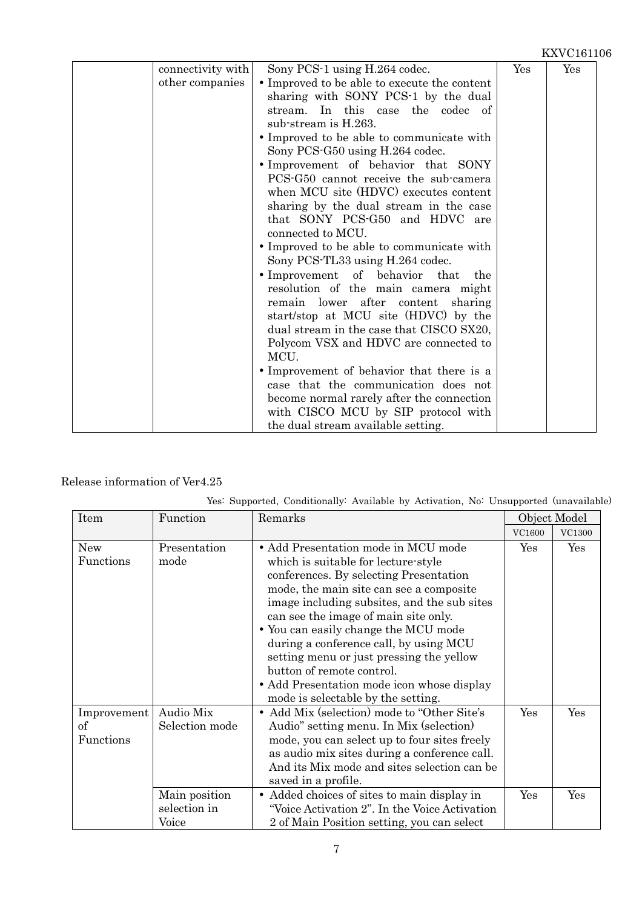| | connectivity with other companies | Sony PCS-1 using H.264 codec.<br>• Improved to be able to execute the content sharing with SONY PCS-1 by the dual stream. In this case the codec of sub-stream is H.263.<br>• Improved to be able to communicate with Sony PCS-G50 using H.264 codec.<br>• Improvement of behavior that SONY PCS-G50 cannot receive the sub-camera when MCU site (HDVC) executes content sharing by the dual stream in the case that SONY PCS-G50 and HDVC are connected to MCU.<br>• Improved to be able to communicate with Sony PCS-TL33 using H.264 codec.<br>• Improvement of behavior that the resolution of the main camera might remain lower after content sharing start/stop at MCU site (HDVC) by the dual stream in the case that CISCO SX20, Polycom VSX and HDVC are connected to MCU.<br>• Improvement of behavior that there is a case that the communication does not become normal rarely after the connection with CISCO MCU by SIP protocol with the dual stream available setting. | Yes | Yes |
|---|---|---|---|---|

Release information of Ver4.25

Yes: Supported, Conditionally: Available by Activation, No: Unsupported (unavailable)

| Item | Function | Remarks | Object Model | |
|---|---|---|---|---|
| | | | VC1600 | VC1300 |
| New Functions | Presentation mode | • Add Presentation mode in MCU mode which is suitable for lecture-style conferences. By selecting Presentation mode, the main site can see a composite image including subsites, and the sub sites can see the image of main site only.<br>• You can easily change the MCU mode during a conference call, by using MCU setting menu or just pressing the yellow button of remote control.<br>• Add Presentation mode icon whose display mode is selectable by the setting. | Yes | Yes |
| Improvement of Functions | Audio Mix Selection mode | • Add Mix (selection) mode to "Other Site's Audio" setting menu. In Mix (selection) mode, you can select up to four sites freely as audio mix sites during a conference call. And its Mix mode and sites selection can be saved in a profile. | Yes | Yes |
| | Main position selection in Voice | • Added choices of sites to main display in "Voice Activation 2". In the Voice Activation 2 of Main Position setting, you can select | Yes | Yes |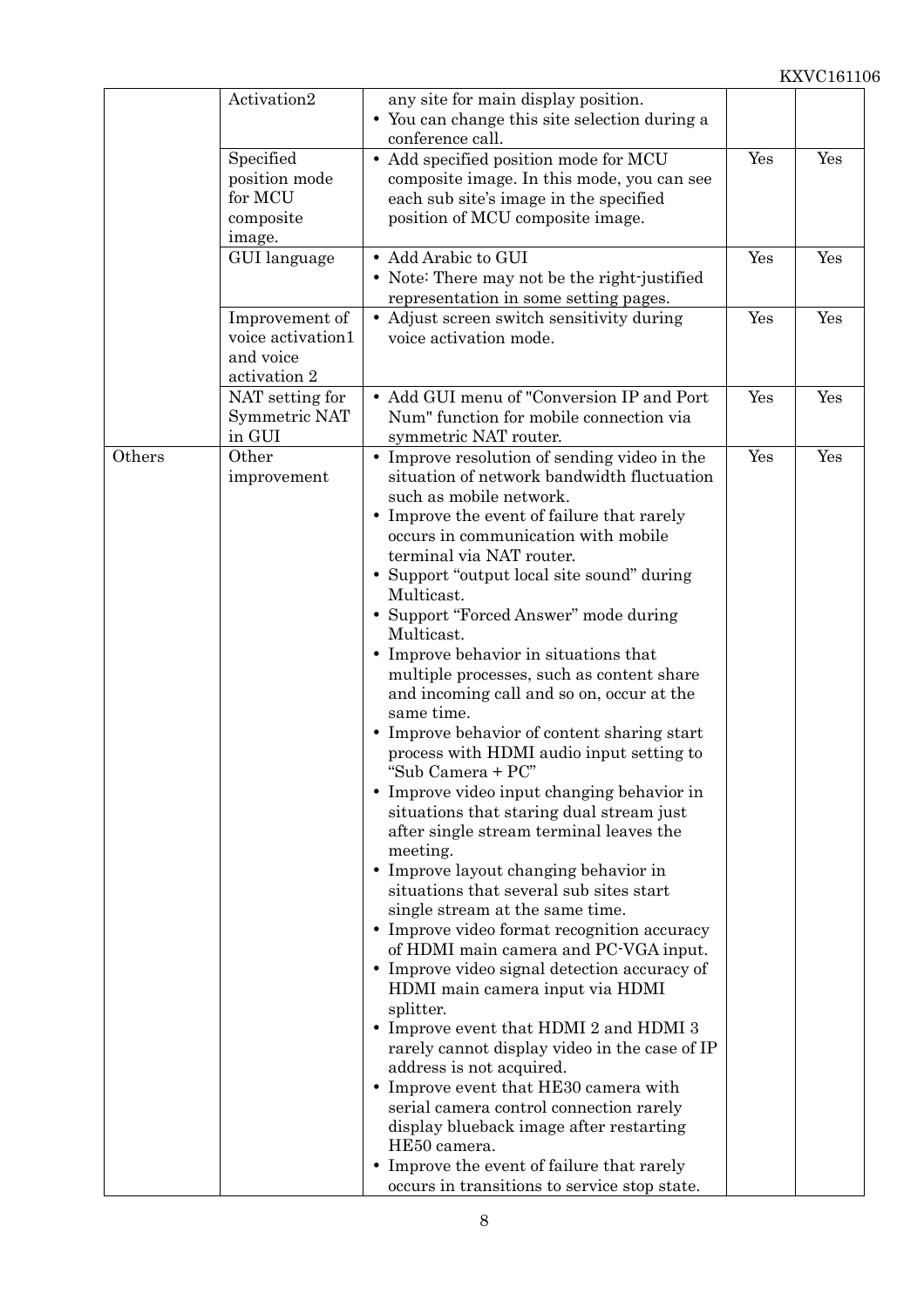| | | | | |
|---|---|---|---|---|
| | Activation2 | any site for main display position.<br>• You can change this site selection during a conference call. | | |
| | Specified position mode for MCU composite image. | • Add specified position mode for MCU composite image. In this mode, you can see each sub site's image in the specified position of MCU composite image. | Yes | Yes |
| | GUI language | • Add Arabic to GUI<br>• Note: There may not be the right-justified representation in some setting pages. | Yes | Yes |
| | Improvement of voice activation1 and voice activation 2 | • Adjust screen switch sensitivity during voice activation mode. | Yes | Yes |
| | NAT setting for Symmetric NAT in GUI | • Add GUI menu of "Conversion IP and Port Num" function for mobile connection via symmetric NAT router. | Yes | Yes |
| Others | Other improvement | • Improve resolution of sending video in the situation of network bandwidth fluctuation such as mobile network.<br>• Improve the event of failure that rarely occurs in communication with mobile terminal via NAT router.<br>• Support "output local site sound" during Multicast.<br>• Support "Forced Answer" mode during Multicast.<br>• Improve behavior in situations that multiple processes, such as content share and incoming call and so on, occur at the same time.<br>• Improve behavior of content sharing start process with HDMI audio input setting to "Sub Camera + PC"<br>• Improve video input changing behavior in situations that staring dual stream just after single stream terminal leaves the meeting.<br>• Improve layout changing behavior in situations that several sub sites start single stream at the same time.<br>• Improve video format recognition accuracy of HDMI main camera and PC-VGA input.<br>• Improve video signal detection accuracy of HDMI main camera input via HDMI splitter.<br>• Improve event that HDMI 2 and HDMI 3 rarely cannot display video in the case of IP address is not acquired.<br>• Improve event that HE30 camera with serial camera control connection rarely display blueback image after restarting HE50 camera.<br>• Improve the event of failure that rarely occurs in transitions to service stop state. | Yes | Yes |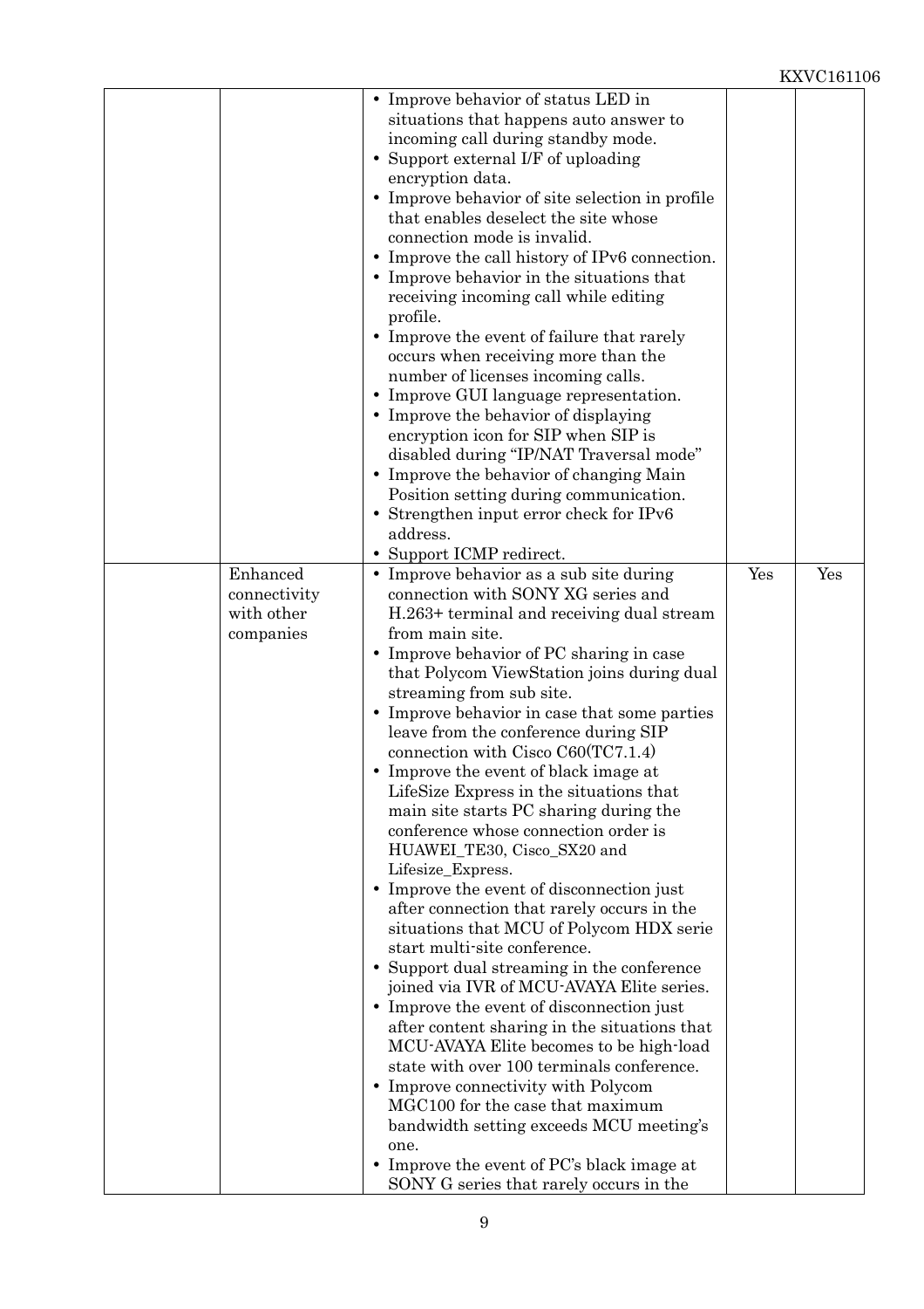| | | | | |
|---|---|---|---|---|
| | | • Improve behavior of status LED in situations that happens auto answer to incoming call during standby mode.<br>• Support external I/F of uploading encryption data.<br>• Improve behavior of site selection in profile that enables deselect the site whose connection mode is invalid.<br>• Improve the call history of IPv6 connection.<br>• Improve behavior in the situations that receiving incoming call while editing profile.<br>• Improve the event of failure that rarely occurs when receiving more than the number of licenses incoming calls.<br>• Improve GUI language representation.<br>• Improve the behavior of displaying encryption icon for SIP when SIP is disabled during "IP/NAT Traversal mode"<br>• Improve the behavior of changing Main Position setting during communication.<br>• Strengthen input error check for IPv6 address.<br>• Support ICMP redirect. | | |
| | Enhanced connectivity with other companies | • Improve behavior as a sub site during connection with SONY XG series and H.263+ terminal and receiving dual stream from main site.<br>• Improve behavior of PC sharing in case that Polycom ViewStation joins during dual streaming from sub site.<br>• Improve behavior in case that some parties leave from the conference during SIP connection with Cisco C60(TC7.1.4)<br>• Improve the event of black image at LifeSize Express in the situations that main site starts PC sharing during the conference whose connection order is HUAWEI_TE30, Cisco_SX20 and Lifesize_Express.<br>• Improve the event of disconnection just after connection that rarely occurs in the situations that MCU of Polycom HDX serie start multi-site conference.<br>• Support dual streaming in the conference joined via IVR of MCU-AVAYA Elite series.<br>• Improve the event of disconnection just after content sharing in the situations that MCU-AVAYA Elite becomes to be high-load state with over 100 terminals conference.<br>• Improve connectivity with Polycom MGC100 for the case that maximum bandwidth setting exceeds MCU meeting's one.<br>• Improve the event of PC's black image at SONY G series that rarely occurs in the | Yes | Yes |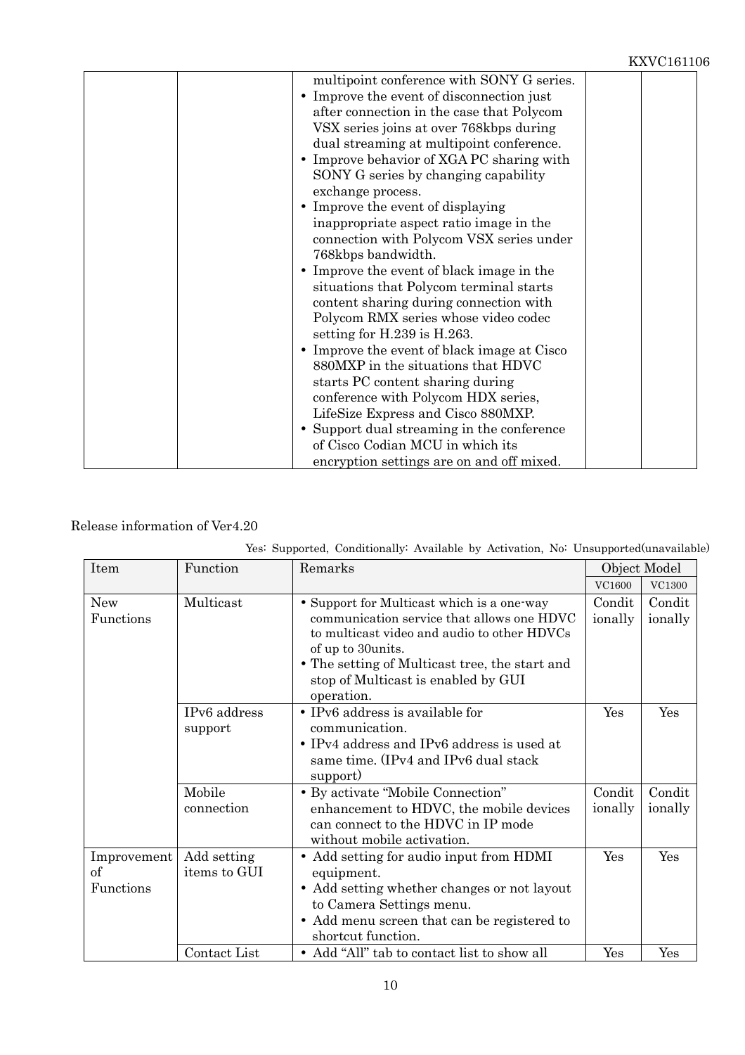| | | multipoint conference with SONY G series.<br>• Improve the event of disconnection just after connection in the case that Polycom VSX series joins at over 768kbps during dual streaming at multipoint conference.<br>• Improve behavior of XGA PC sharing with SONY G series by changing capability exchange process.<br>• Improve the event of displaying inappropriate aspect ratio image in the connection with Polycom VSX series under 768kbps bandwidth.<br>• Improve the event of black image in the situations that Polycom terminal starts content sharing during connection with Polycom RMX series whose video codec setting for H.239 is H.263.<br>• Improve the event of black image at Cisco 880MXP in the situations that HDVC starts PC content sharing during conference with Polycom HDX series, LifeSize Express and Cisco 880MXP.<br>• Support dual streaming in the conference of Cisco Codian MCU in which its encryption settings are on and off mixed. | | |
|---|---|---|---|---|

Release information of Ver4.20

Yes: Supported, Conditionally: Available by Activation, No: Unsupported(unavailable)

| Item | Function | Remarks | Object Model | |
|---|---|---|---|---|
| | | | VC1600 | VC1300 |
| New Functions | Multicast | • Support for Multicast which is a one-way communication service that allows one HDVC to multicast video and audio to other HDVCs of up to 30units.<br>• The setting of Multicast tree, the start and stop of Multicast is enabled by GUI operation. | Conditionally | Conditionally |
| | IPv6 address support | • IPv6 address is available for communication.<br>• IPv4 address and IPv6 address is used at same time. (IPv4 and IPv6 dual stack support) | Yes | Yes |
| | Mobile connection | • By activate "Mobile Connection" enhancement to HDVC, the mobile devices can connect to the HDVC in IP mode without mobile activation. | Conditionally | Conditionally |
| Improvement of Functions | Add setting items to GUI | • Add setting for audio input from HDMI equipment.<br>• Add setting whether changes or not layout to Camera Settings menu.<br>• Add menu screen that can be registered to shortcut function. | Yes | Yes |
| | Contact List | • Add "All" tab to contact list to show all | Yes | Yes |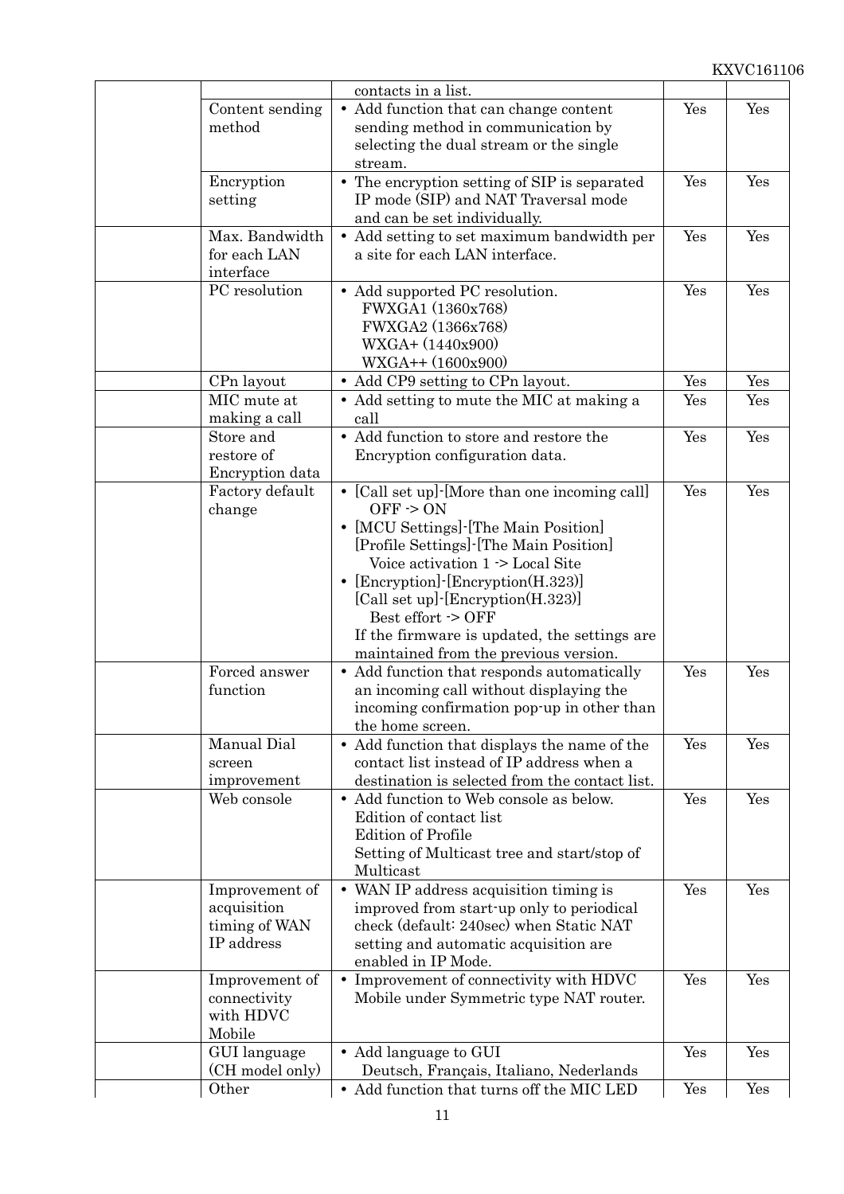| | | | | |
|---|---|---|---|---|
| | | contacts in a list. | | |
| | Content sending method | • Add function that can change content sending method in communication by selecting the dual stream or the single stream. | Yes | Yes |
| | Encryption setting | • The encryption setting of SIP is separated IP mode (SIP) and NAT Traversal mode and can be set individually. | Yes | Yes |
| | Max. Bandwidth for each LAN interface | • Add setting to set maximum bandwidth per a site for each LAN interface. | Yes | Yes |
| | PC resolution | • Add supported PC resolution.<br>FWXGA1 (1360x768)<br>FWXGA2 (1366x768)<br>WXGA+ (1440x900)<br>WXGA++ (1600x900) | Yes | Yes |
| | CPn layout | • Add CP9 setting to CPn layout. | Yes | Yes |
| | MIC mute at making a call | • Add setting to mute the MIC at making a call | Yes | Yes |
| | Store and restore of Encryption data | • Add function to store and restore the Encryption configuration data. | Yes | Yes |
| | Factory default change | • [Call set up]-[More than one incoming call]<br>OFF -> ON<br>• [MCU Settings]-[The Main Position]<br>[Profile Settings]-[The Main Position]<br>Voice activation 1 -> Local Site<br>• [Encryption]-[Encryption(H.323)]<br>[Call set up]-[Encryption(H.323)]<br>Best effort -> OFF<br>If the firmware is updated, the settings are maintained from the previous version. | Yes | Yes |
| | Forced answer function | • Add function that responds automatically an incoming call without displaying the incoming confirmation pop-up in other than the home screen. | Yes | Yes |
| | Manual Dial screen improvement | • Add function that displays the name of the contact list instead of IP address when a destination is selected from the contact list. | Yes | Yes |
| | Web console | • Add function to Web console as below.<br>Edition of contact list<br>Edition of Profile<br>Setting of Multicast tree and start/stop of Multicast | Yes | Yes |
| | Improvement of acquisition timing of WAN IP address | • WAN IP address acquisition timing is improved from start-up only to periodical check (default: 240sec) when Static NAT setting and automatic acquisition are enabled in IP Mode. | Yes | Yes |
| | Improvement of connectivity with HDVC Mobile | • Improvement of connectivity with HDVC Mobile under Symmetric type NAT router. | Yes | Yes |
| | GUI language (CH model only) | • Add language to GUI<br>Deutsch, Français, Italiano, Nederlands | Yes | Yes |
| | Other | • Add function that turns off the MIC LED | Yes | Yes |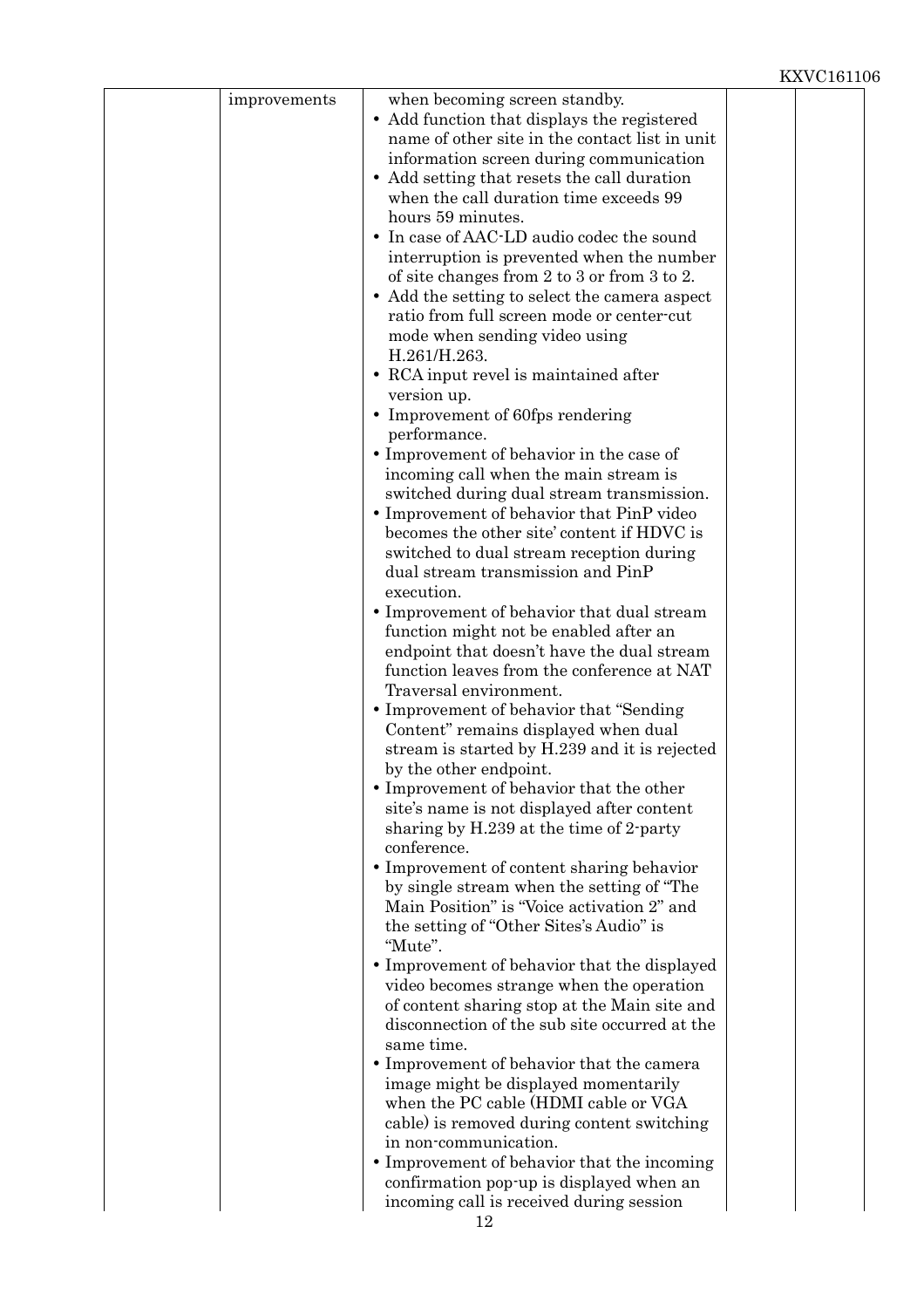| | improvements | when becoming screen standby.<br>• Add function that displays the registered name of other site in the contact list in unit information screen during communication<br>• Add setting that resets the call duration when the call duration time exceeds 99 hours 59 minutes.<br>• In case of AAC-LD audio codec the sound interruption is prevented when the number of site changes from 2 to 3 or from 3 to 2.<br>• Add the setting to select the camera aspect ratio from full screen mode or center-cut mode when sending video using H.261/H.263.<br>• RCA input revel is maintained after version up.<br>• Improvement of 60fps rendering performance.<br>• Improvement of behavior in the case of incoming call when the main stream is switched during dual stream transmission.<br>• Improvement of behavior that PinP video becomes the other site' content if HDVC is switched to dual stream reception during dual stream transmission and PinP execution.<br>• Improvement of behavior that dual stream function might not be enabled after an endpoint that doesn't have the dual stream function leaves from the conference at NAT Traversal environment.<br>• Improvement of behavior that "Sending Content" remains displayed when dual stream is started by H.239 and it is rejected by the other endpoint.<br>• Improvement of behavior that the other site's name is not displayed after content sharing by H.239 at the time of 2-party conference.<br>• Improvement of content sharing behavior by single stream when the setting of "The Main Position" is "Voice activation 2" and the setting of "Other Sites's Audio" is "Mute".<br>• Improvement of behavior that the displayed video becomes strange when the operation of content sharing stop at the Main site and disconnection of the sub site occurred at the same time.<br>• Improvement of behavior that the camera image might be displayed momentarily when the PC cable (HDMI cable or VGA cable) is removed during content switching in non-communication.<br>• Improvement of behavior that the incoming confirmation pop-up is displayed when an incoming call is received during session | | |
|---|---|---|---|---|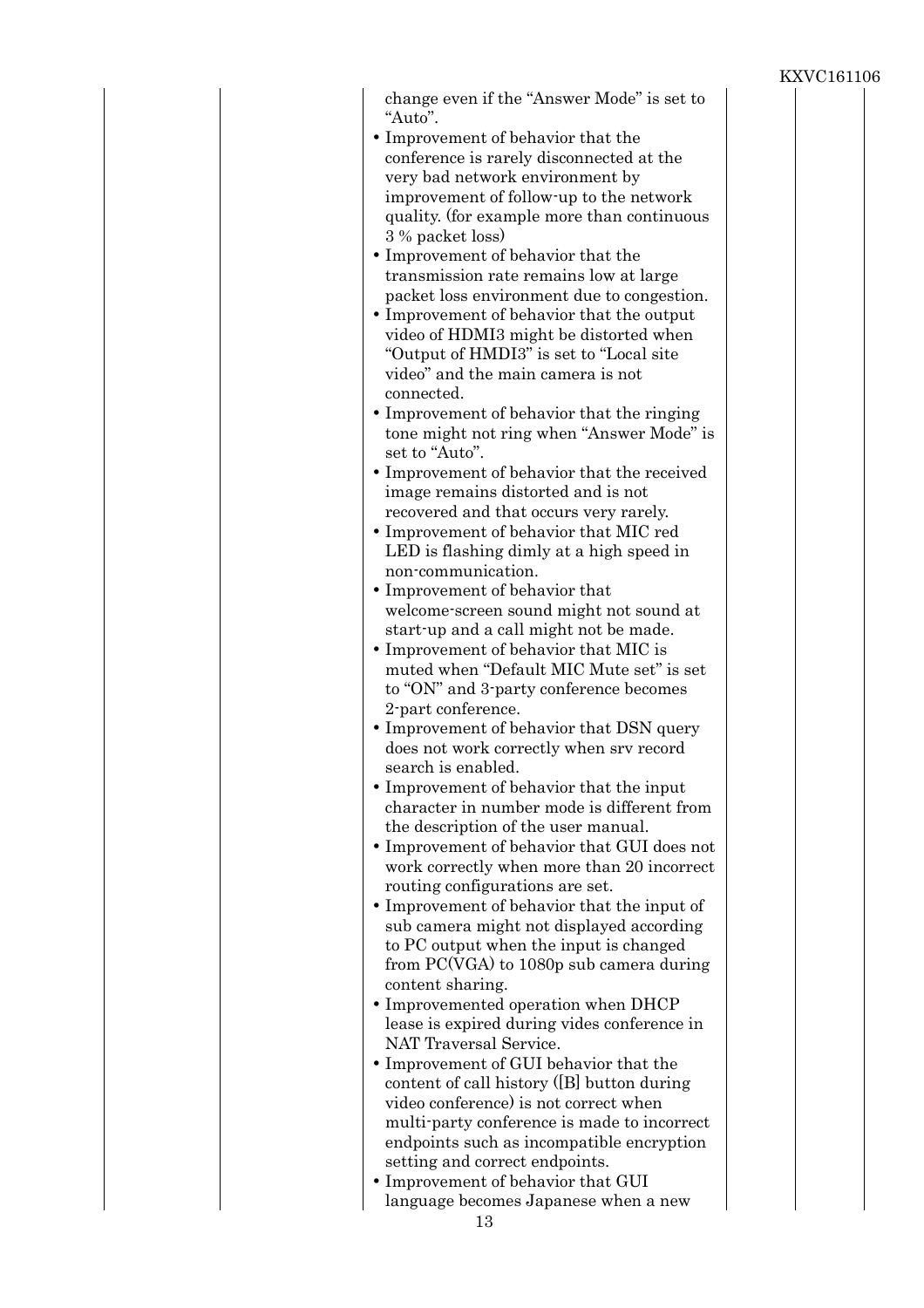|  |  |  |  |  |
|---|---|---|---|---|
|  |  | change even if the "Answer Mode" is set to "Auto".<br>• Improvement of behavior that the conference is rarely disconnected at the very bad network environment by improvement of follow-up to the network quality. (for example more than continuous 3 % packet loss)<br>• Improvement of behavior that the transmission rate remains low at large packet loss environment due to congestion.<br>• Improvement of behavior that the output video of HDMI3 might be distorted when "Output of HMDI3" is set to "Local site video" and the main camera is not connected.<br>• Improvement of behavior that the ringing tone might not ring when "Answer Mode" is set to "Auto".<br>• Improvement of behavior that the received image remains distorted and is not recovered and that occurs very rarely.<br>• Improvement of behavior that MIC red LED is flashing dimly at a high speed in non-communication.<br>• Improvement of behavior that welcome-screen sound might not sound at start-up and a call might not be made.<br>• Improvement of behavior that MIC is muted when "Default MIC Mute set" is set to "ON" and 3-party conference becomes 2-part conference.<br>• Improvement of behavior that DSN query does not work correctly when srv record search is enabled.<br>• Improvement of behavior that the input character in number mode is different from the description of the user manual.<br>• Improvement of behavior that GUI does not work correctly when more than 20 incorrect routing configurations are set.<br>• Improvement of behavior that the input of sub camera might not displayed according to PC output when the input is changed from PC(VGA) to 1080p sub camera during content sharing.<br>• Improvemented operation when DHCP lease is expired during vides conference in NAT Traversal Service.<br>• Improvement of GUI behavior that the content of call history ([B] button during video conference) is not correct when multi-party conference is made to incorrect endpoints such as incompatible encryption setting and correct endpoints.<br>• Improvement of behavior that GUI language becomes Japanese when a new |  |  |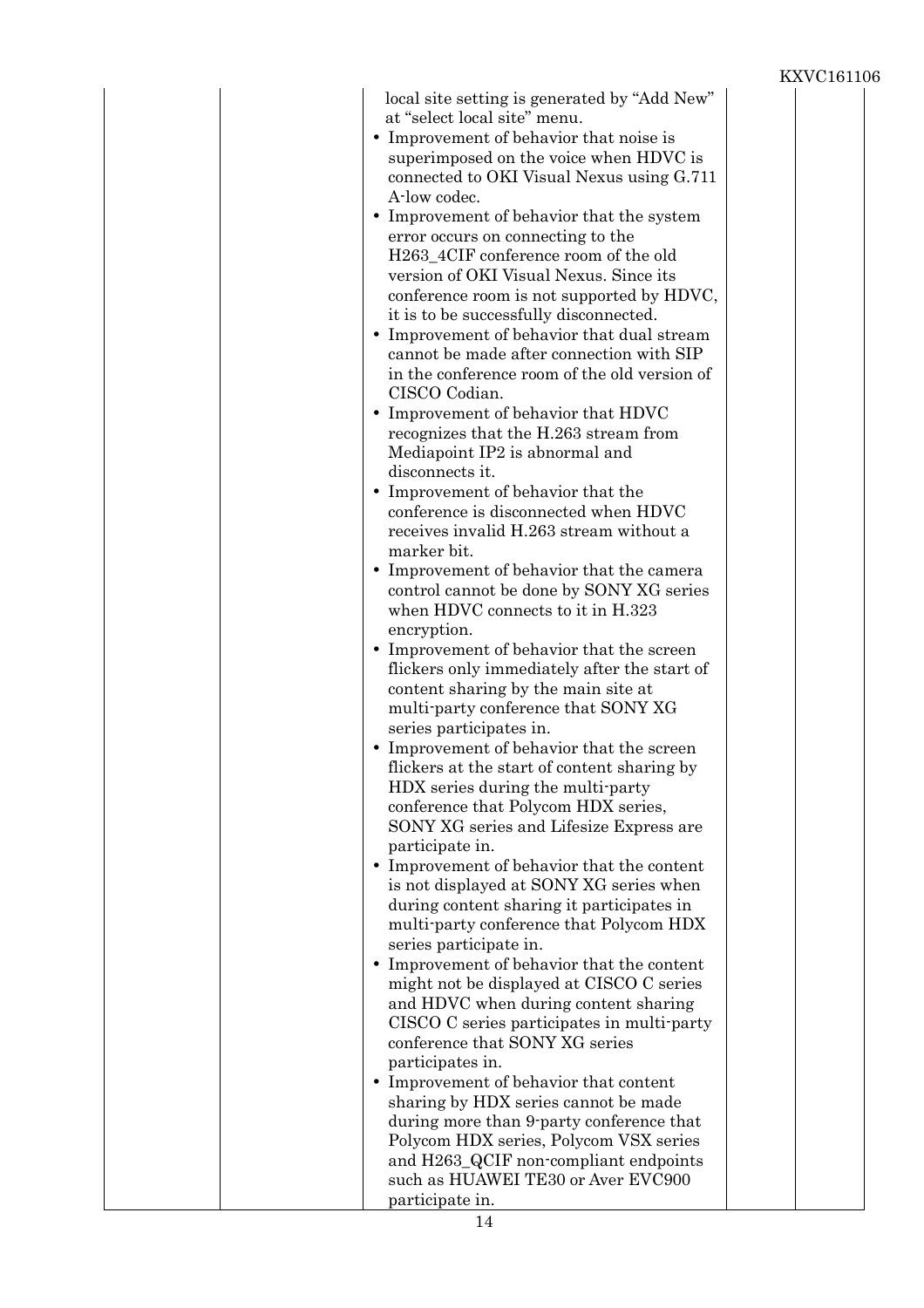|  |  |  |  |  |
|---|---|---|---|---|
|  |  | local site setting is generated by "Add New" at "select local site" menu.<br>• Improvement of behavior that noise is superimposed on the voice when HDVC is connected to OKI Visual Nexus using G.711 A-low codec.<br>• Improvement of behavior that the system error occurs on connecting to the H263_4CIF conference room of the old version of OKI Visual Nexus. Since its conference room is not supported by HDVC, it is to be successfully disconnected.<br>• Improvement of behavior that dual stream cannot be made after connection with SIP in the conference room of the old version of CISCO Codian.<br>• Improvement of behavior that HDVC recognizes that the H.263 stream from Mediapoint IP2 is abnormal and disconnects it.<br>• Improvement of behavior that the conference is disconnected when HDVC receives invalid H.263 stream without a marker bit.<br>• Improvement of behavior that the camera control cannot be done by SONY XG series when HDVC connects to it in H.323 encryption.<br>• Improvement of behavior that the screen flickers only immediately after the start of content sharing by the main site at multi-party conference that SONY XG series participates in.<br>• Improvement of behavior that the screen flickers at the start of content sharing by HDX series during the multi-party conference that Polycom HDX series, SONY XG series and Lifesize Express are participate in.<br>• Improvement of behavior that the content is not displayed at SONY XG series when during content sharing it participates in multi-party conference that Polycom HDX series participate in.<br>• Improvement of behavior that the content might not be displayed at CISCO C series and HDVC when during content sharing CISCO C series participates in multi-party conference that SONY XG series participates in.<br>• Improvement of behavior that content sharing by HDX series cannot be made during more than 9-party conference that Polycom HDX series, Polycom VSX series and H263_QCIF non-compliant endpoints such as HUAWEI TE30 or Aver EVC900 participate in. |  |  |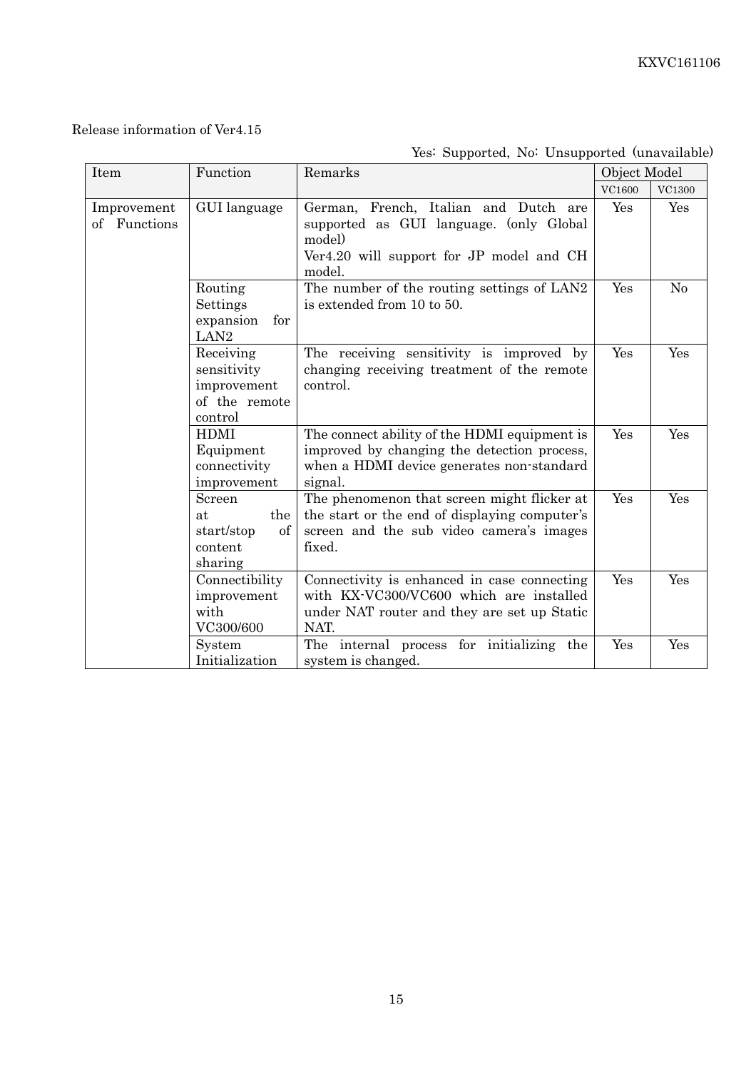Release information of Ver4.15

Yes: Supported, No: Unsupported (unavailable)

| Item | Function | Remarks | Object Model | |
|---|---|---|---|---|
| | | | VC1600 | VC1300 |
| Improvement of Functions | GUI language | German, French, Italian and Dutch are supported as GUI language. (only Global model)<br>Ver4.20 will support for JP model and CH model. | Yes | Yes |
| | Routing Settings expansion for LAN2 | The number of the routing settings of LAN2 is extended from 10 to 50. | Yes | No |
| | Receiving sensitivity improvement of the remote control | The receiving sensitivity is improved by changing receiving treatment of the remote control. | Yes | Yes |
| | HDMI Equipment connectivity improvement | The connect ability of the HDMI equipment is improved by changing the detection process, when a HDMI device generates non-standard signal. | Yes | Yes |
| | Screen at the start/stop of content sharing | The phenomenon that screen might flicker at the start or the end of displaying computer's screen and the sub video camera's images fixed. | Yes | Yes |
| | Connectibility improvement with VC300/600 | Connectivity is enhanced in case connecting with KX-VC300/VC600 which are installed under NAT router and they are set up Static NAT. | Yes | Yes |
| | System Initialization | The internal process for initializing the system is changed. | Yes | Yes |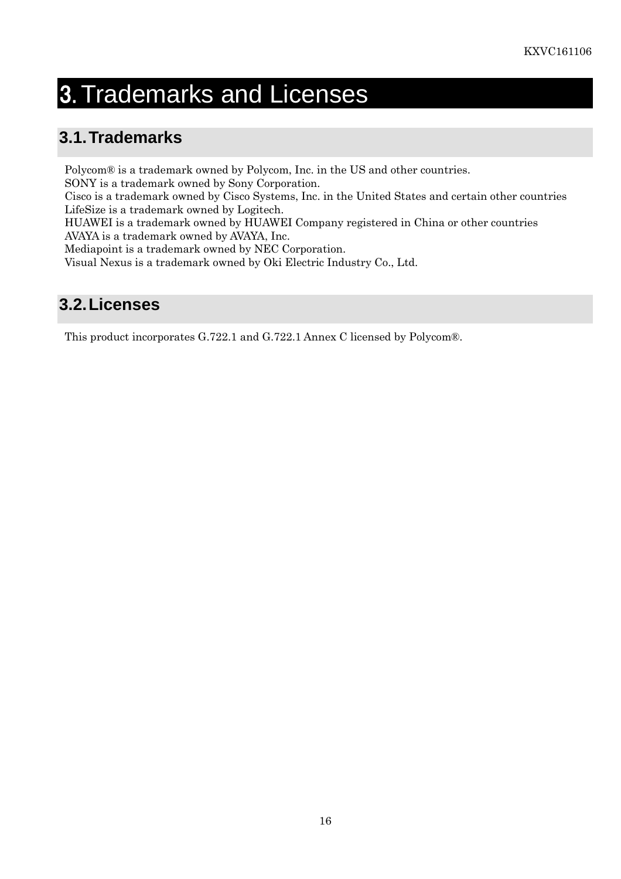# 3. Trademarks and Licenses

## 3.1. Trademarks

Polycom® is a trademark owned by Polycom, Inc. in the US and other countries.
SONY is a trademark owned by Sony Corporation.
Cisco is a trademark owned by Cisco Systems, Inc. in the United States and certain other countries
LifeSize is a trademark owned by Logitech.
HUAWEI is a trademark owned by HUAWEI Company registered in China or other countries
AVAYA is a trademark owned by AVAYA, Inc.
Mediapoint is a trademark owned by NEC Corporation.
Visual Nexus is a trademark owned by Oki Electric Industry Co., Ltd.

## 3.2. Licenses

This product incorporates G.722.1 and G.722.1 Annex C licensed by Polycom®.